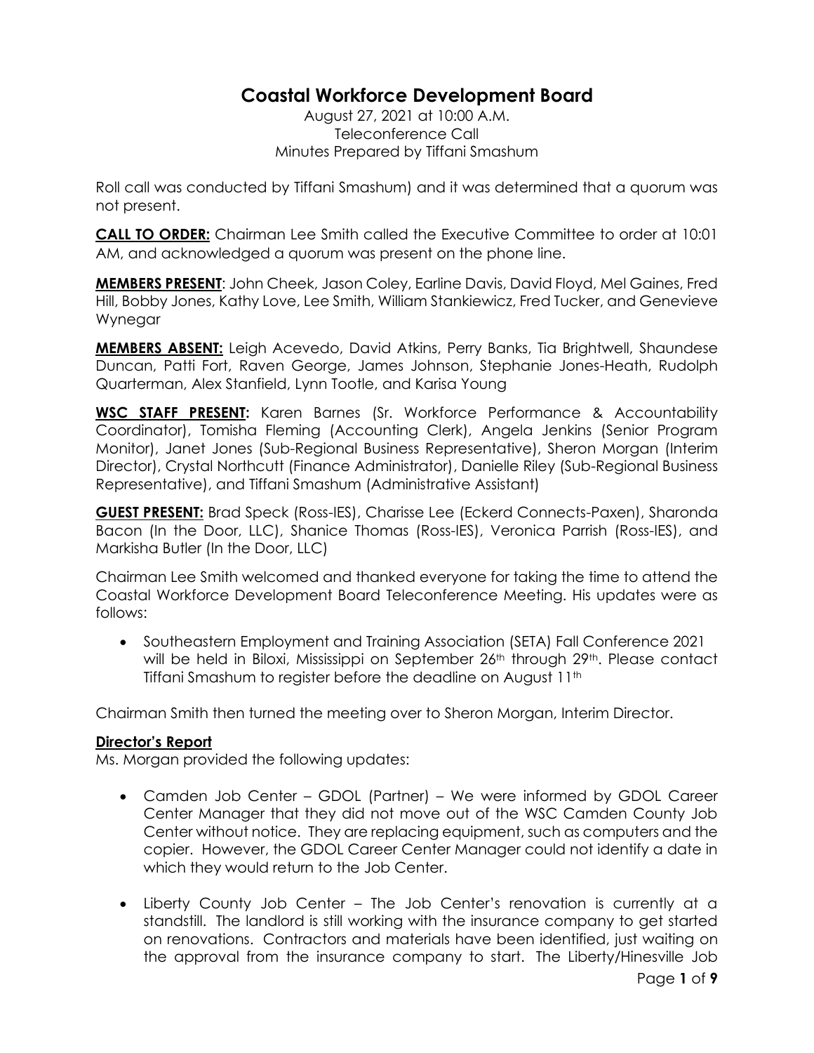# Coastal Workforce Development Board

August 27, 2021 at 10:00 A.M.
Teleconference Call
Minutes Prepared by Tiffani Smashum

Roll call was conducted by Tiffani Smashum) and it was determined that a quorum was not present.

**CALL TO ORDER:** Chairman Lee Smith called the Executive Committee to order at 10:01 AM, and acknowledged a quorum was present on the phone line.

**MEMBERS PRESENT**: John Cheek, Jason Coley, Earline Davis, David Floyd, Mel Gaines, Fred Hill, Bobby Jones, Kathy Love, Lee Smith, William Stankiewicz, Fred Tucker, and Genevieve Wynegar

**MEMBERS ABSENT:** Leigh Acevedo, David Atkins, Perry Banks, Tia Brightwell, Shaundese Duncan, Patti Fort, Raven George, James Johnson, Stephanie Jones-Heath, Rudolph Quarterman, Alex Stanfield, Lynn Tootle, and Karisa Young

**WSC STAFF PRESENT:** Karen Barnes (Sr. Workforce Performance & Accountability Coordinator), Tomisha Fleming (Accounting Clerk), Angela Jenkins (Senior Program Monitor), Janet Jones (Sub-Regional Business Representative), Sheron Morgan (Interim Director), Crystal Northcutt (Finance Administrator), Danielle Riley (Sub-Regional Business Representative), and Tiffani Smashum (Administrative Assistant)

**GUEST PRESENT:** Brad Speck (Ross-IES), Charisse Lee (Eckerd Connects-Paxen), Sharonda Bacon (In the Door, LLC), Shanice Thomas (Ross-IES), Veronica Parrish (Ross-IES), and Markisha Butler (In the Door, LLC)

Chairman Lee Smith welcomed and thanked everyone for taking the time to attend the Coastal Workforce Development Board Teleconference Meeting. His updates were as follows:

- Southeastern Employment and Training Association (SETA) Fall Conference 2021 will be held in Biloxi, Mississippi on September 26th through 29th. Please contact Tiffani Smashum to register before the deadline on August 11th

Chairman Smith then turned the meeting over to Sheron Morgan, Interim Director.

**Director's Report**

Ms. Morgan provided the following updates:

- Camden Job Center – GDOL (Partner) – We were informed by GDOL Career Center Manager that they did not move out of the WSC Camden County Job Center without notice. They are replacing equipment, such as computers and the copier. However, the GDOL Career Center Manager could not identify a date in which they would return to the Job Center.

- Liberty County Job Center – The Job Center's renovation is currently at a standstill. The landlord is still working with the insurance company to get started on renovations. Contractors and materials have been identified, just waiting on the approval from the insurance company to start. The Liberty/Hinesville Job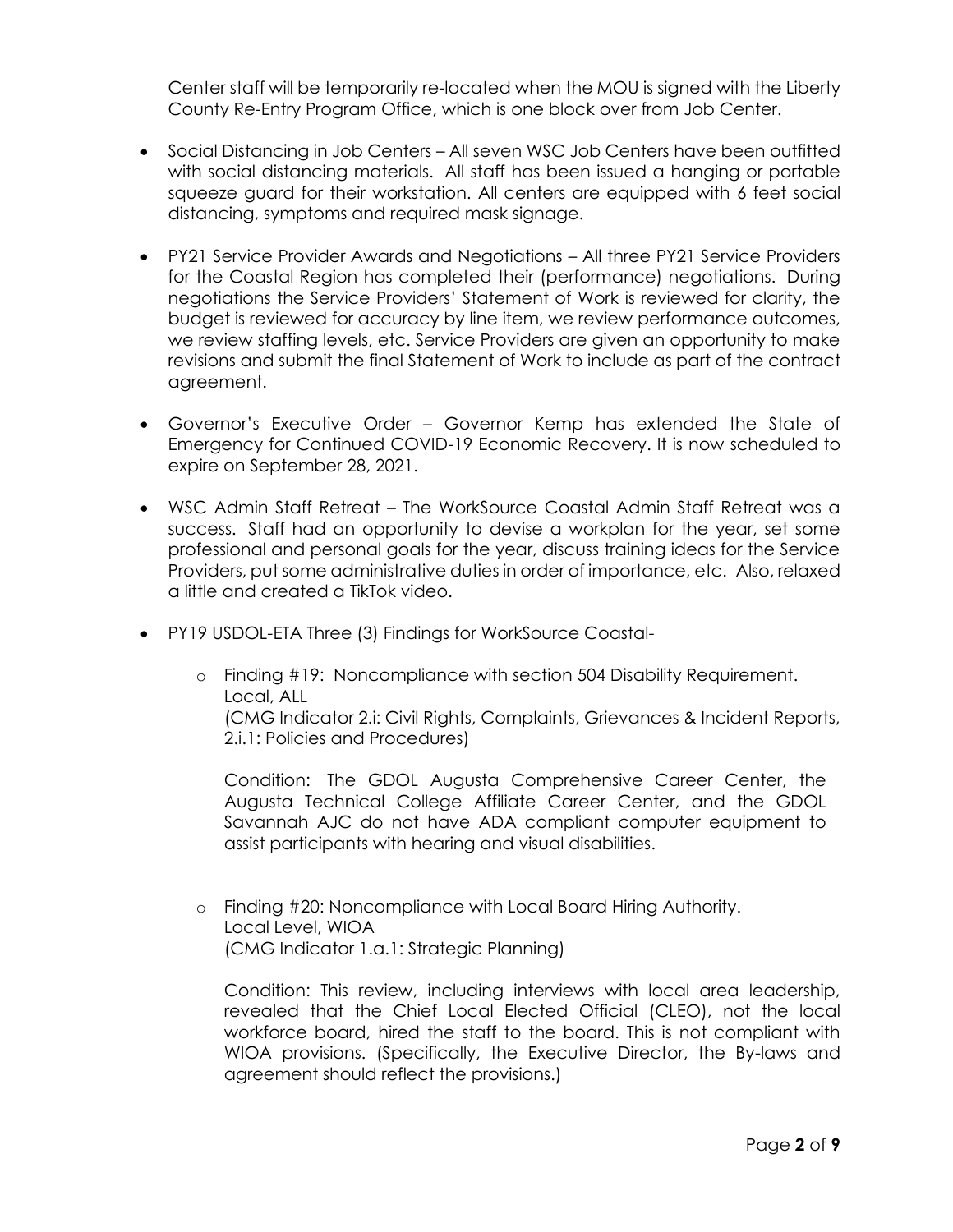Center staff will be temporarily re-located when the MOU is signed with the Liberty County Re-Entry Program Office, which is one block over from Job Center.

- Social Distancing in Job Centers – All seven WSC Job Centers have been outfitted with social distancing materials. All staff has been issued a hanging or portable squeeze guard for their workstation. All centers are equipped with 6 feet social distancing, symptoms and required mask signage.

- PY21 Service Provider Awards and Negotiations – All three PY21 Service Providers for the Coastal Region has completed their (performance) negotiations. During negotiations the Service Providers' Statement of Work is reviewed for clarity, the budget is reviewed for accuracy by line item, we review performance outcomes, we review staffing levels, etc. Service Providers are given an opportunity to make revisions and submit the final Statement of Work to include as part of the contract agreement.

- Governor's Executive Order – Governor Kemp has extended the State of Emergency for Continued COVID-19 Economic Recovery. It is now scheduled to expire on September 28, 2021.

- WSC Admin Staff Retreat – The WorkSource Coastal Admin Staff Retreat was a success. Staff had an opportunity to devise a workplan for the year, set some professional and personal goals for the year, discuss training ideas for the Service Providers, put some administrative duties in order of importance, etc. Also, relaxed a little and created a TikTok video.

- PY19 USDOL-ETA Three (3) Findings for WorkSource Coastal-

  - Finding #19: Noncompliance with section 504 Disability Requirement.
    Local, ALL
    (CMG Indicator 2.i: Civil Rights, Complaints, Grievances & Incident Reports, 2.i.1: Policies and Procedures)

    Condition: The GDOL Augusta Comprehensive Career Center, the Augusta Technical College Affiliate Career Center, and the GDOL Savannah AJC do not have ADA compliant computer equipment to assist participants with hearing and visual disabilities.

  - Finding #20: Noncompliance with Local Board Hiring Authority.
    Local Level, WIOA
    (CMG Indicator 1.a.1: Strategic Planning)

    Condition: This review, including interviews with local area leadership, revealed that the Chief Local Elected Official (CLEO), not the local workforce board, hired the staff to the board. This is not compliant with WIOA provisions. (Specifically, the Executive Director, the By-laws and agreement should reflect the provisions.)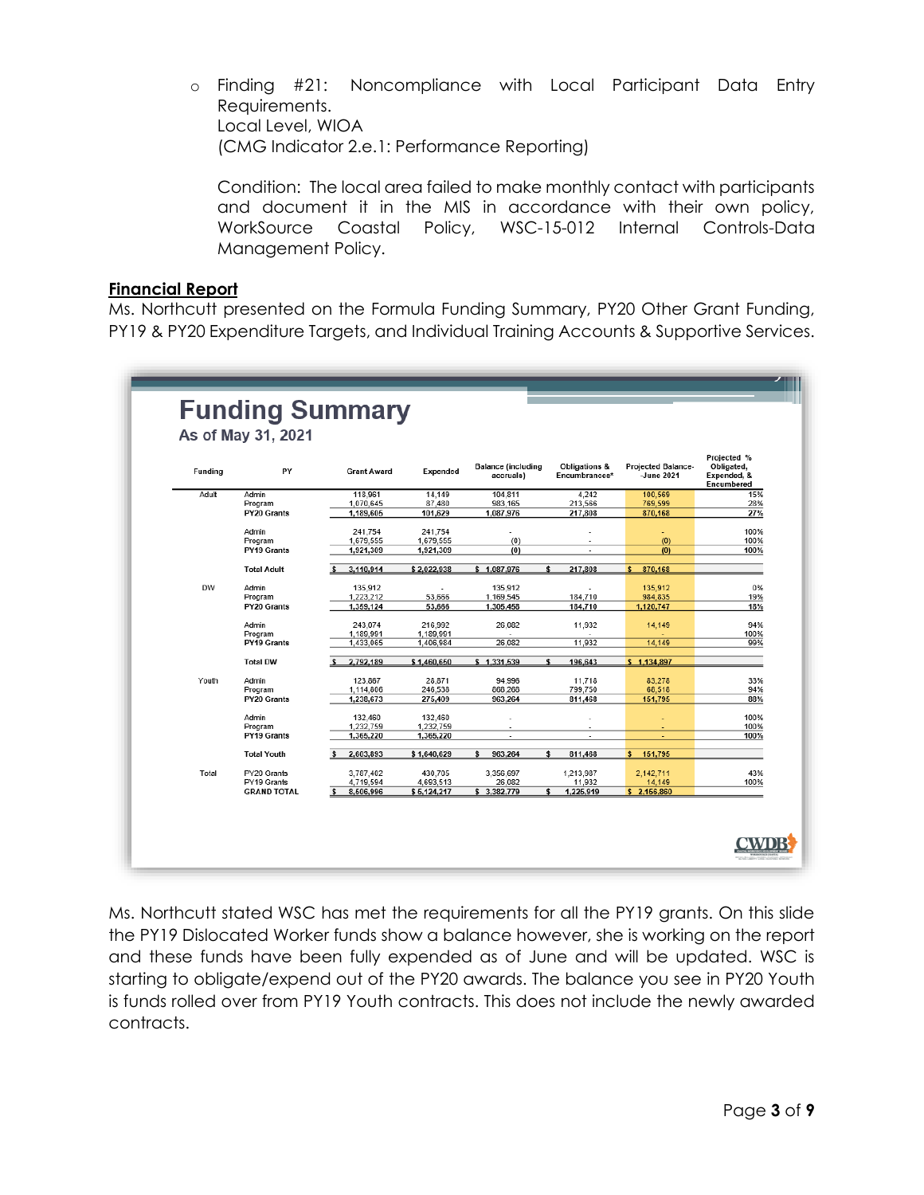- Finding #21: Noncompliance with Local Participant Data Entry Requirements.
  Local Level, WIOA
  (CMG Indicator 2.e.1: Performance Reporting)

  Condition: The local area failed to make monthly contact with participants and document it in the MIS in accordance with their own policy, WorkSource Coastal Policy, WSC-15-012 Internal Controls-Data Management Policy.

**Financial Report**

Ms. Northcutt presented on the Formula Funding Summary, PY20 Other Grant Funding, PY19 & PY20 Expenditure Targets, and Individual Training Accounts & Supportive Services.

## Funding Summary

As of May 31, 2021

| Funding | PY | Grant Award | Expended | Balance (including accruals) | Obligations & Encumbrances* | Projected Balance-June 2021 | Projected % Obligated, Expended, & Encumbered |
|---|---|---|---|---|---|---|---|
| Adult | Admin | 118,961 | 14,149 | 104,811 | 4,242 | 100,569 | 15% |
| | Program | 1,070,645 | 87,480 | 983,165 | 213,566 | 769,599 | 28% |
| | PY20 Grants | 1,189,605 | 101,629 | 1,087,976 | 217,808 | 870,168 | 27% |
| | Admin | 241,754 | 241,754 | - | - | - | 100% |
| | Program | 1,679,555 | 1,679,555 | (0) | - | (0) | 100% |
| | PY19 Grants | 1,921,309 | 1,921,309 | (0) | - | (0) | 100% |
| | Total Adult | $ 3,110,914 | $ 2,022,938 | $ 1,087,976 | $ 217,808 | $ 870,168 | |
| DW | Admin | 135,912 | - | 135,912 | - | 135,912 | 0% |
| | Program | 1,223,212 | 53,666 | 1,169,545 | 184,710 | 984,835 | 19% |
| | PY20 Grants | 1,359,124 | 53,666 | 1,305,458 | 184,710 | 1,120,747 | 18% |
| | Admin | 243,074 | 216,992 | 26,082 | 11,932 | 14,149 | 94% |
| | Program | 1,189,991 | 1,189,991 | - | - | - | 100% |
| | PY19 Grants | 1,433,065 | 1,406,984 | 26,082 | 11,932 | 14,149 | 99% |
| | Total DW | $ 2,792,189 | $ 1,460,650 | $ 1,331,539 | $ 196,643 | $ 1,134,897 | |
| Youth | Admin | 123,867 | 28,871 | 94,996 | 11,718 | 83,278 | 33% |
| | Program | 1,114,806 | 246,538 | 868,268 | 799,750 | 68,518 | 94% |
| | PY20 Grants | 1,238,673 | 275,409 | 963,264 | 811,468 | 151,795 | 88% |
| | Admin | 132,460 | 132,460 | - | - | - | 100% |
| | Program | 1,232,759 | 1,232,759 | - | - | - | 100% |
| | PY19 Grants | 1,365,220 | 1,365,220 | - | - | - | 100% |
| | Total Youth | $ 2,603,893 | $ 1,640,629 | $ 963,264 | $ 811,468 | $ 151,795 | |
| Total | PY20 Grants | 3,787,402 | 430,705 | 3,356,697 | 1,213,987 | 2,142,711 | 43% |
| | PY19 Grants | 4,719,594 | 4,693,513 | 26,082 | 11,932 | 14,149 | 100% |
| | GRAND TOTAL | $ 8,506,996 | $ 5,124,217 | $ 3,382,779 | $ 1,225,919 | $ 2,156,860 | |

Ms. Northcutt stated WSC has met the requirements for all the PY19 grants. On this slide the PY19 Dislocated Worker funds show a balance however, she is working on the report and these funds have been fully expended as of June and will be updated. WSC is starting to obligate/expend out of the PY20 awards. The balance you see in PY20 Youth is funds rolled over from PY19 Youth contracts. This does not include the newly awarded contracts.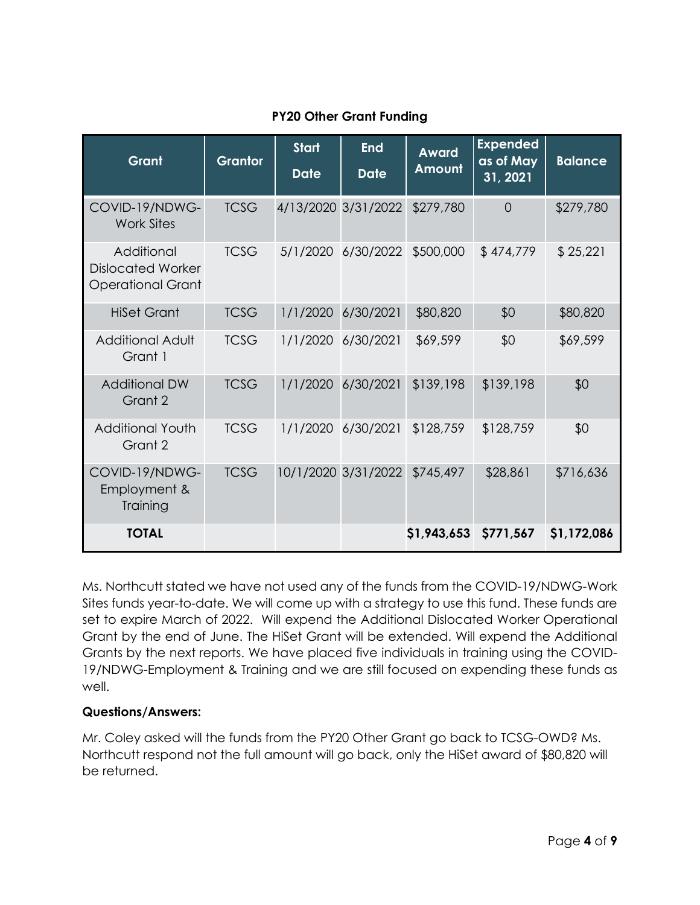**PY20 Other Grant Funding**

| Grant | Grantor | Start Date | End Date | Award Amount | Expended as of May 31, 2021 | Balance |
|---|---|---|---|---|---|---|
| COVID-19/NDWG-Work Sites | TCSG | 4/13/2020 | 3/31/2022 | $279,780 | 0 | $279,780 |
| Additional Dislocated Worker Operational Grant | TCSG | 5/1/2020 | 6/30/2022 | $500,000 | $ 474,779 | $ 25,221 |
| HiSet Grant | TCSG | 1/1/2020 | 6/30/2021 | $80,820 | $0 | $80,820 |
| Additional Adult Grant 1 | TCSG | 1/1/2020 | 6/30/2021 | $69,599 | $0 | $69,599 |
| Additional DW Grant 2 | TCSG | 1/1/2020 | 6/30/2021 | $139,198 | $139,198 | $0 |
| Additional Youth Grant 2 | TCSG | 1/1/2020 | 6/30/2021 | $128,759 | $128,759 | $0 |
| COVID-19/NDWG-Employment & Training | TCSG | 10/1/2020 | 3/31/2022 | $745,497 | $28,861 | $716,636 |
| **TOTAL** | | | | **$1,943,653** | **$771,567** | **$1,172,086** |

Ms. Northcutt stated we have not used any of the funds from the COVID-19/NDWG-Work Sites funds year-to-date. We will come up with a strategy to use this fund. These funds are set to expire March of 2022. Will expend the Additional Dislocated Worker Operational Grant by the end of June. The HiSet Grant will be extended. Will expend the Additional Grants by the next reports. We have placed five individuals in training using the COVID-19/NDWG-Employment & Training and we are still focused on expending these funds as well.

**Questions/Answers:**

Mr. Coley asked will the funds from the PY20 Other Grant go back to TCSG-OWD? Ms. Northcutt respond not the full amount will go back, only the HiSet award of $80,820 will be returned.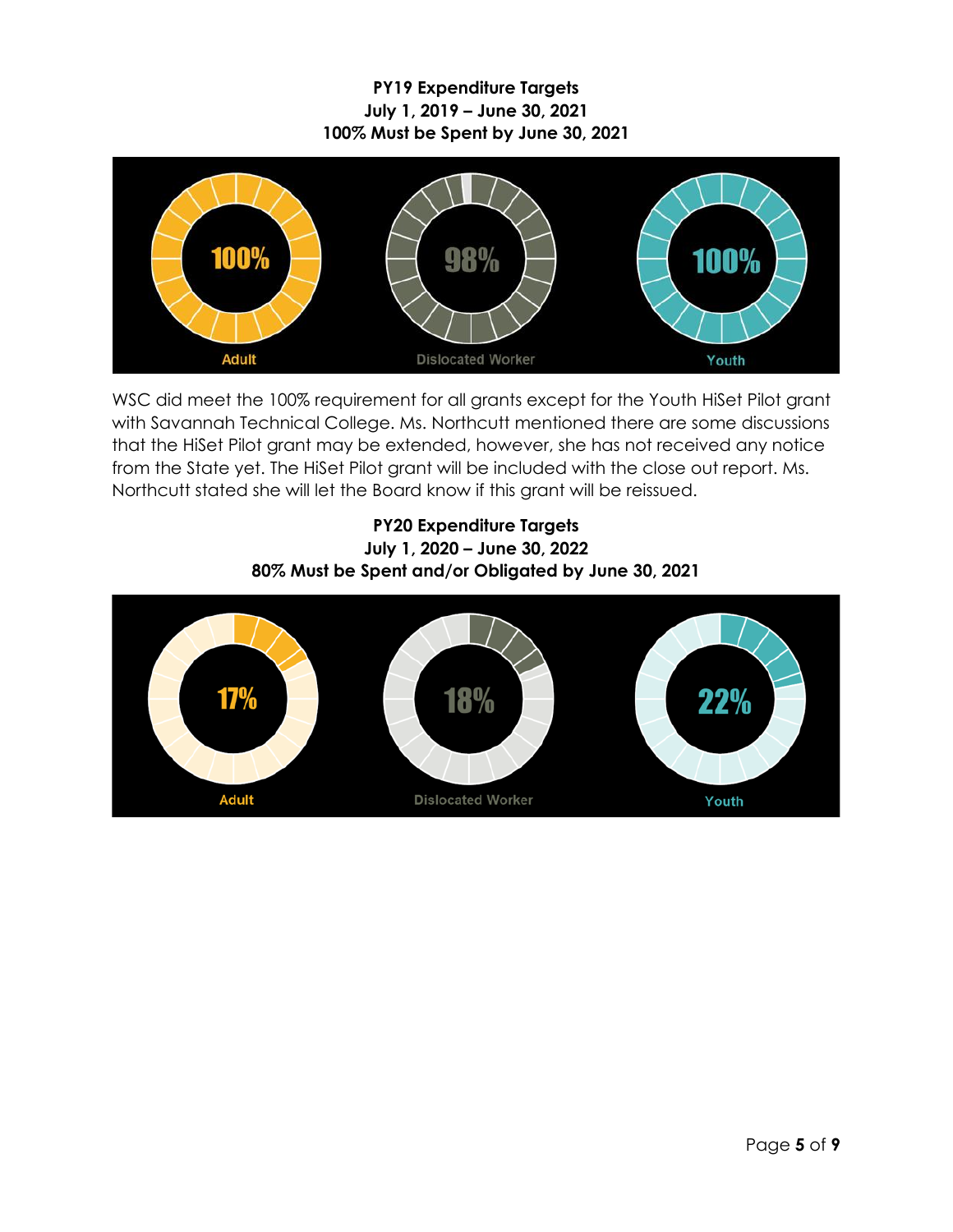**PY19 Expenditure Targets**
**July 1, 2019 – June 30, 2021**
**100% Must be Spent by June 30, 2021**

100% Adult

98% Dislocated Worker

100% Youth

WSC did meet the 100% requirement for all grants except for the Youth HiSet Pilot grant with Savannah Technical College. Ms. Northcutt mentioned there are some discussions that the HiSet Pilot grant may be extended, however, she has not received any notice from the State yet. The HiSet Pilot grant will be included with the close out report. Ms. Northcutt stated she will let the Board know if this grant will be reissued.

**PY20 Expenditure Targets**
**July 1, 2020 – June 30, 2022**
**80% Must be Spent and/or Obligated by June 30, 2021**

17% Adult

18% Dislocated Worker

22% Youth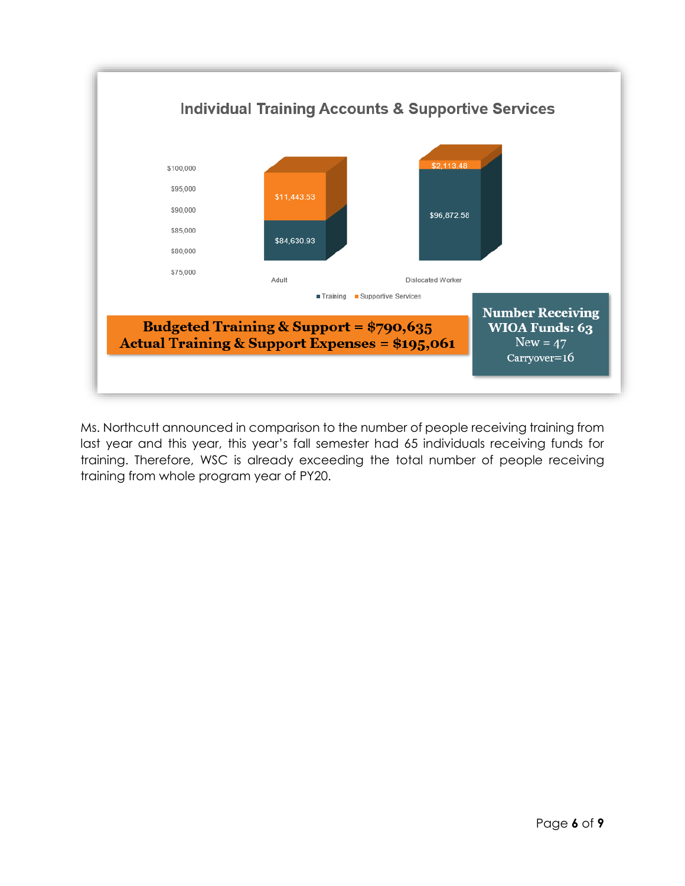## Individual Training Accounts & Supportive Services

| | Training | Supportive Services |
|---|---|---|
| Adult | $84,630.93 | $11,443.53 |
| Dislocated Worker | $96,872.58 | $2,113.48 |

**Budgeted Training & Support = $790,635**
**Actual Training & Support Expenses = $195,061**

**Number Receiving WIOA Funds: 63**
New = 47
Carryover=16

Ms. Northcutt announced in comparison to the number of people receiving training from last year and this year, this year's fall semester had 65 individuals receiving funds for training. Therefore, WSC is already exceeding the total number of people receiving training from whole program year of PY20.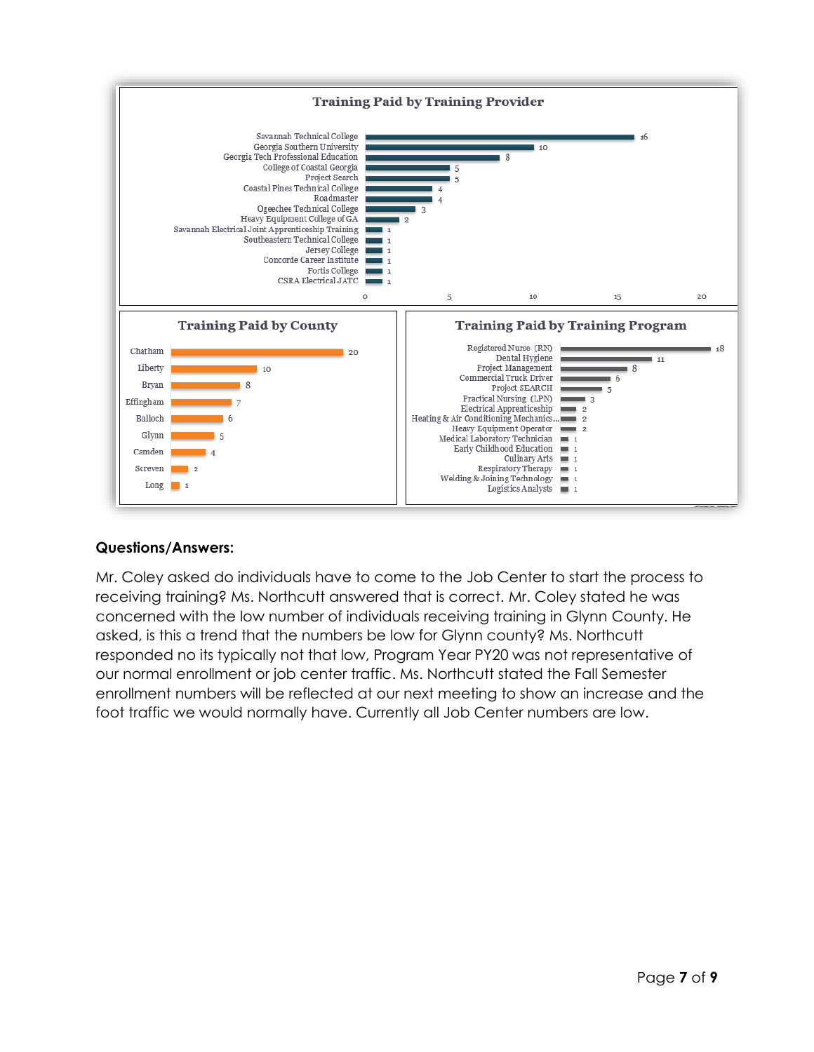**Training Paid by Training Provider**

| Training Provider | Count |
|---|---|
| Savannah Technical College | 16 |
| Georgia Southern University | 10 |
| Georgia Tech Professional Education | 8 |
| College of Coastal Georgia | 5 |
| Project Search | 5 |
| Coastal Pines Technical College | 4 |
| Roadmaster | 4 |
| Ogeechee Technical College | 3 |
| Heavy Equipment College of GA | 2 |
| Savannah Electrical Joint Apprenticeship Training | 1 |
| Southeastern Technical College | 1 |
| Jersey College | 1 |
| Concorde Career Institute | 1 |
| Fortis College | 1 |
| CSRA Electrical JATC | 1 |

**Training Paid by County**

| County | Count |
|---|---|
| Chatham | 20 |
| Liberty | 10 |
| Bryan | 8 |
| Effingham | 7 |
| Bulloch | 6 |
| Glynn | 5 |
| Camden | 4 |
| Screven | 2 |
| Long | 1 |

**Training Paid by Training Program**

| Training Program | Count |
|---|---|
| Registered Nurse (RN) | 18 |
| Dental Hygiene | 11 |
| Project Management | 8 |
| Commercial Truck Driver | 6 |
| Project SEARCH | 5 |
| Practical Nursing (LPN) | 3 |
| Electrical Apprenticeship | 2 |
| Heating & Air Conditioning Mechanics... | 2 |
| Heavy Equipment Operator | 2 |
| Medical Laboratory Technician | 1 |
| Early Childhood Education | 1 |
| Culinary Arts | 1 |
| Respiratory Therapy | 1 |
| Welding & Joining Technology | 1 |
| Logistics Analysts | 1 |

**Questions/Answers:**

Mr. Coley asked do individuals have to come to the Job Center to start the process to receiving training? Ms. Northcutt answered that is correct. Mr. Coley stated he was concerned with the low number of individuals receiving training in Glynn County. He asked, is this a trend that the numbers be low for Glynn county? Ms. Northcutt responded no its typically not that low, Program Year PY20 was not representative of our normal enrollment or job center traffic. Ms. Northcutt stated the Fall Semester enrollment numbers will be reflected at our next meeting to show an increase and the foot traffic we would normally have. Currently all Job Center numbers are low.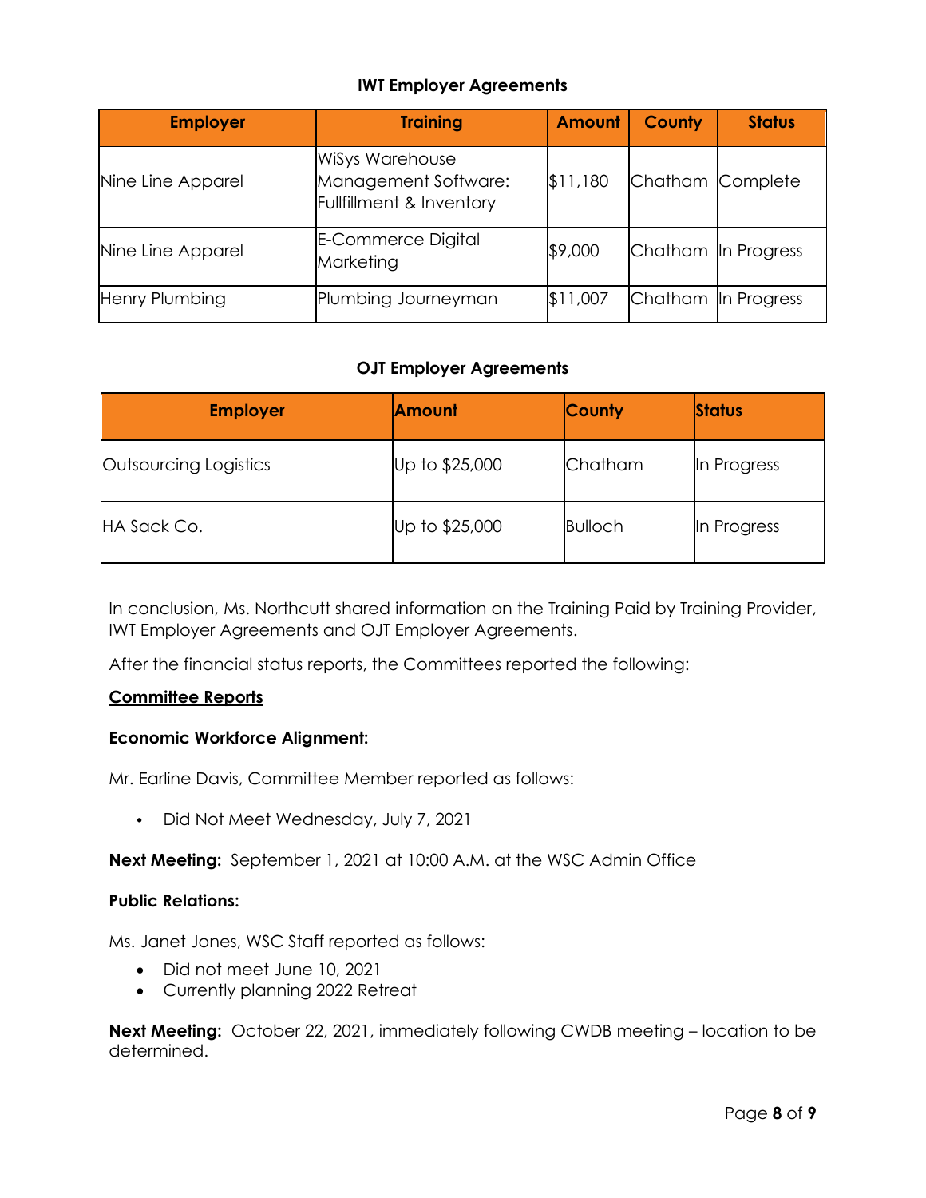### IWT Employer Agreements

| Employer | Training | Amount | County | Status |
|---|---|---|---|---|
| Nine Line Apparel | WiSys Warehouse Management Software: Fullfillment & Inventory | $11,180 | Chatham | Complete |
| Nine Line Apparel | E-Commerce Digital Marketing | $9,000 | Chatham | In Progress |
| Henry Plumbing | Plumbing Journeyman | $11,007 | Chatham | In Progress |

### OJT Employer Agreements

| Employer | Amount | County | Status |
|---|---|---|---|
| Outsourcing Logistics | Up to $25,000 | Chatham | In Progress |
| HA Sack Co. | Up to $25,000 | Bulloch | In Progress |

In conclusion, Ms. Northcutt shared information on the Training Paid by Training Provider, IWT Employer Agreements and OJT Employer Agreements.

After the financial status reports, the Committees reported the following:

**<u>Committee Reports</u>**

**Economic Workforce Alignment:**

Mr. Earline Davis, Committee Member reported as follows:

- Did Not Meet Wednesday, July 7, 2021

**Next Meeting:** September 1, 2021 at 10:00 A.M. at the WSC Admin Office

**Public Relations:**

Ms. Janet Jones, WSC Staff reported as follows:

- Did not meet June 10, 2021
- Currently planning 2022 Retreat

**Next Meeting:** October 22, 2021, immediately following CWDB meeting – location to be determined.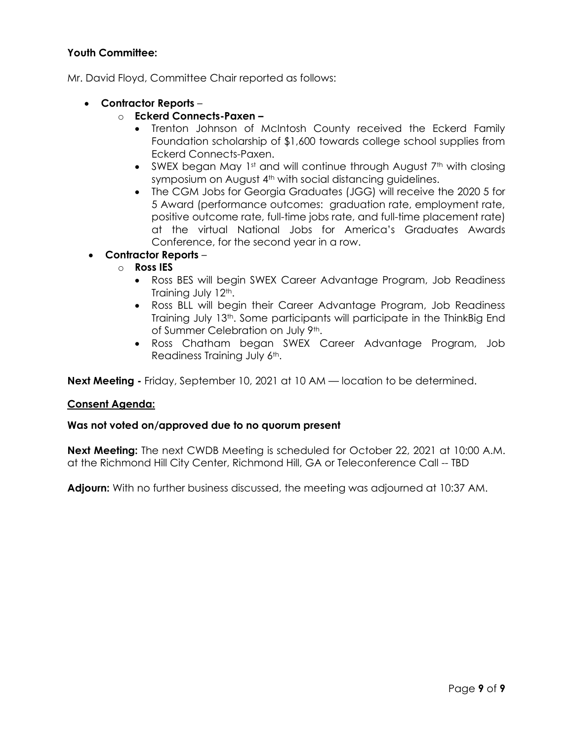**Youth Committee:**

Mr. David Floyd, Committee Chair reported as follows:

- **Contractor Reports** –
  - **Eckerd Connects-Paxen –**
    - Trenton Johnson of McIntosh County received the Eckerd Family Foundation scholarship of $1,600 towards college school supplies from Eckerd Connects-Paxen.
    - SWEX began May 1st and will continue through August 7th with closing symposium on August 4th with social distancing guidelines.
    - The CGM Jobs for Georgia Graduates (JGG) will receive the 2020 5 for 5 Award (performance outcomes: graduation rate, employment rate, positive outcome rate, full-time jobs rate, and full-time placement rate) at the virtual National Jobs for America's Graduates Awards Conference, for the second year in a row.
- **Contractor Reports** –
  - **Ross IES**
    - Ross BES will begin SWEX Career Advantage Program, Job Readiness Training July 12th.
    - Ross BLL will begin their Career Advantage Program, Job Readiness Training July 13th. Some participants will participate in the ThinkBig End of Summer Celebration on July 9th.
    - Ross Chatham began SWEX Career Advantage Program, Job Readiness Training July 6th.

**Next Meeting -** Friday, September 10, 2021 at 10 AM — location to be determined.

**Consent Agenda:**

**Was not voted on/approved due to no quorum present**

**Next Meeting:** The next CWDB Meeting is scheduled for October 22, 2021 at 10:00 A.M. at the Richmond Hill City Center, Richmond Hill, GA or Teleconference Call -- TBD

**Adjourn:** With no further business discussed, the meeting was adjourned at 10:37 AM.